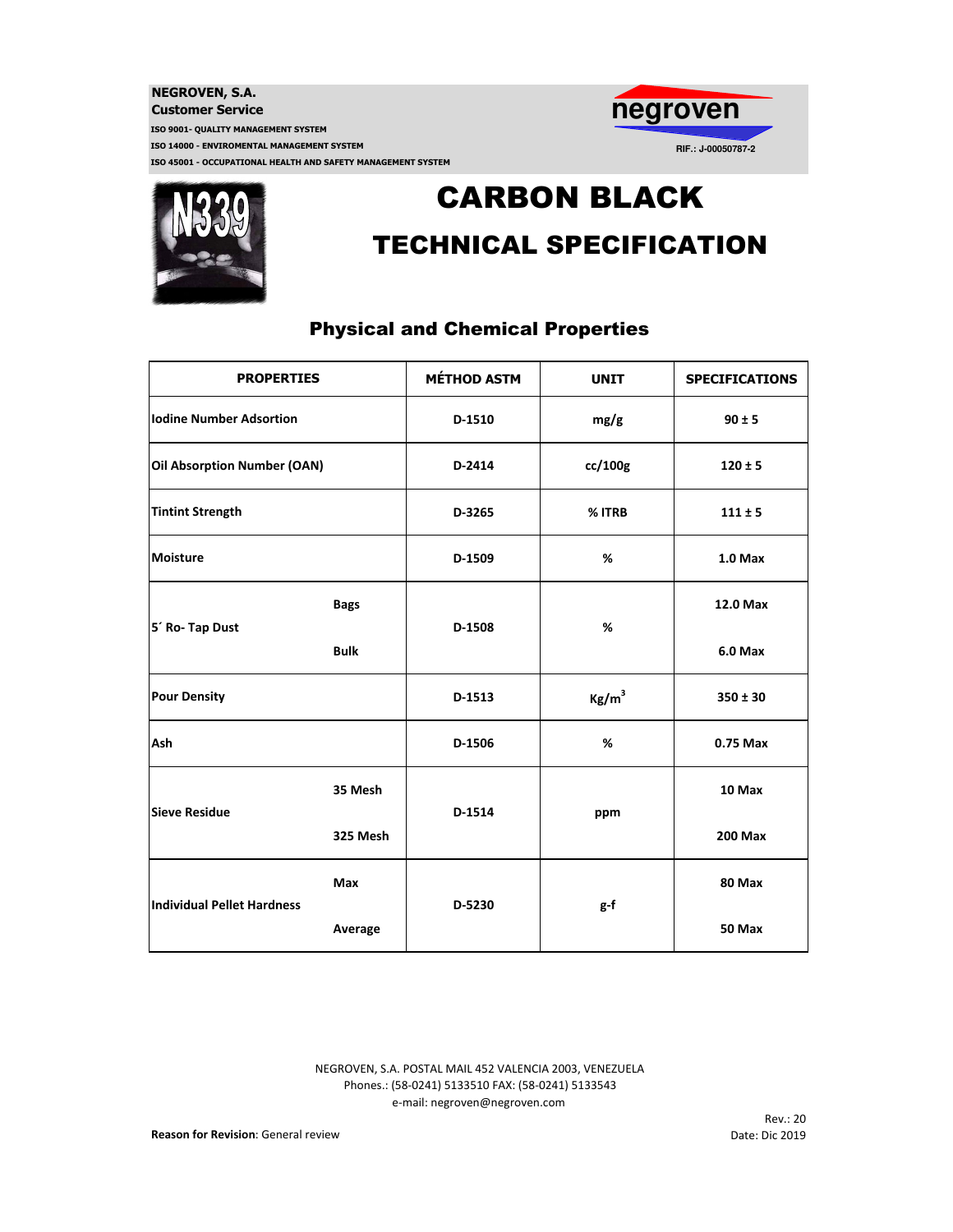**NEGROVEN, S.A.**
**Customer Service**

ISO 9001- QUALITY MANAGEMENT SYSTEM
ISO 14000 - ENVIROMENTAL MANAGEMENT SYSTEM
ISO 45001 - OCCUPATIONAL HEALTH AND SAFETY MANAGEMENT SYSTEM

negroven
RIF.: J-00050787-2

N339

# CARBON BLACK

# TECHNICAL SPECIFICATION

## Physical and Chemical Properties

| PROPERTIES | | MÉTHOD ASTM | UNIT | SPECIFICATIONS |
|---|---|---|---|---|
| Iodine Number Adsortion | | D-1510 | mg/g | 90 ± 5 |
| Oil Absorption Number (OAN) | | D-2414 | cc/100g | 120 ± 5 |
| Tintint Strength | | D-3265 | % ITRB | 111 ± 5 |
| Moisture | | D-1509 | % | 1.0 Max |
| 5´ Ro- Tap Dust | Bags | D-1508 | % | 12.0 Max |
| | Bulk | | | 6.0 Max |
| Pour Density | | D-1513 | $Kg/m^3$ | 350 ± 30 |
| Ash | | D-1506 | % | 0.75 Max |
| Sieve Residue | 35 Mesh | D-1514 | ppm | 10 Max |
| | 325 Mesh | | | 200 Max |
| Individual Pellet Hardness | Max | D-5230 | g-f | 80 Max |
| | Average | | | 50 Max |

NEGROVEN, S.A. POSTAL MAIL 452 VALENCIA 2003, VENEZUELA
Phones.: (58-0241) 5133510 FAX: (58-0241) 5133543
e-mail: negroven@negroven.com

**Reason for Revision**: General review

Rev.: 20
Date: Dic 2019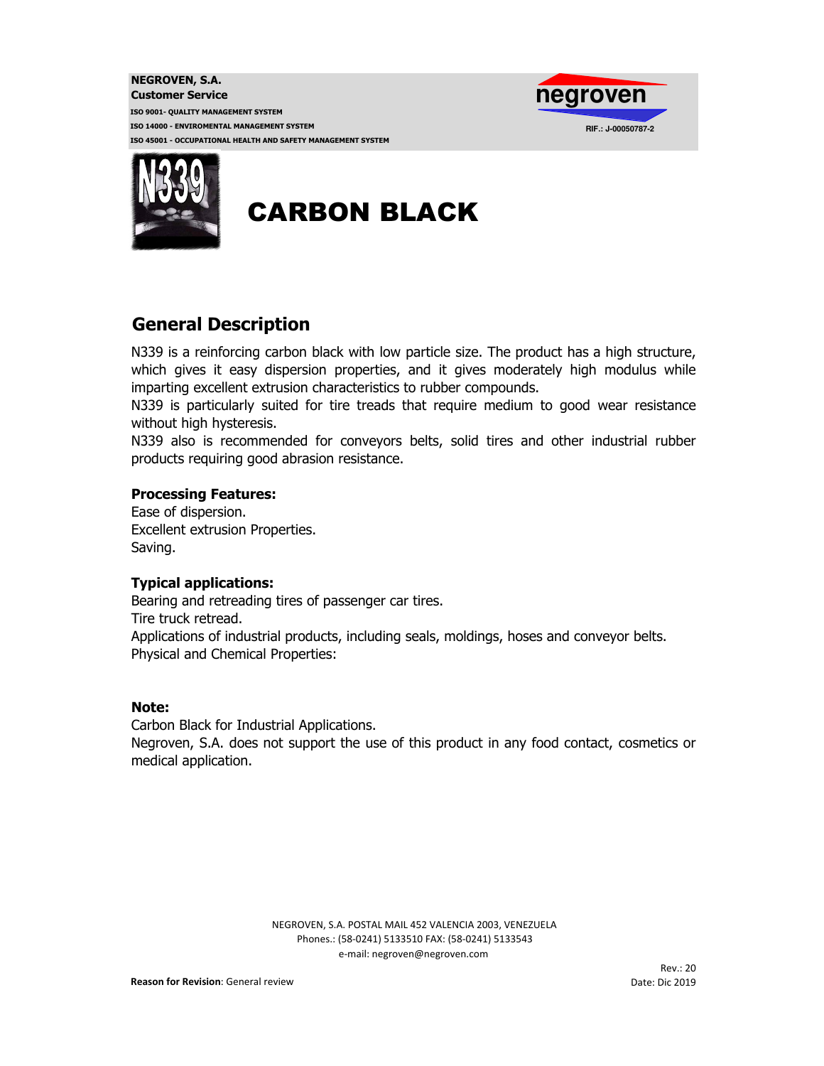**NEGROVEN, S.A.**
**Customer Service**
**ISO 9001- QUALITY MANAGEMENT SYSTEM**
**ISO 14000 - ENVIROMENTAL MANAGEMENT SYSTEM**
**ISO 45001 - OCCUPATIONAL HEALTH AND SAFETY MANAGEMENT SYSTEM**

negroven
RIF.: J-00050787-2

N339

# CARBON BLACK

## General Description

N339 is a reinforcing carbon black with low particle size. The product has a high structure, which gives it easy dispersion properties, and it gives moderately high modulus while imparting excellent extrusion characteristics to rubber compounds.
N339 is particularly suited for tire treads that require medium to good wear resistance without high hysteresis.
N339 also is recommended for conveyors belts, solid tires and other industrial rubber products requiring good abrasion resistance.

**Processing Features:**
Ease of dispersion.
Excellent extrusion Properties.
Saving.

**Typical applications:**
Bearing and retreading tires of passenger car tires.
Tire truck retread.
Applications of industrial products, including seals, moldings, hoses and conveyor belts.
Physical and Chemical Properties:

**Note:**
Carbon Black for Industrial Applications.
Negroven, S.A. does not support the use of this product in any food contact, cosmetics or medical application.

NEGROVEN, S.A. POSTAL MAIL 452 VALENCIA 2003, VENEZUELA
Phones.: (58-0241) 5133510 FAX: (58-0241) 5133543
e-mail: negroven@negroven.com

**Reason for Revision**: General review

Rev.: 20
Date: Dic 2019